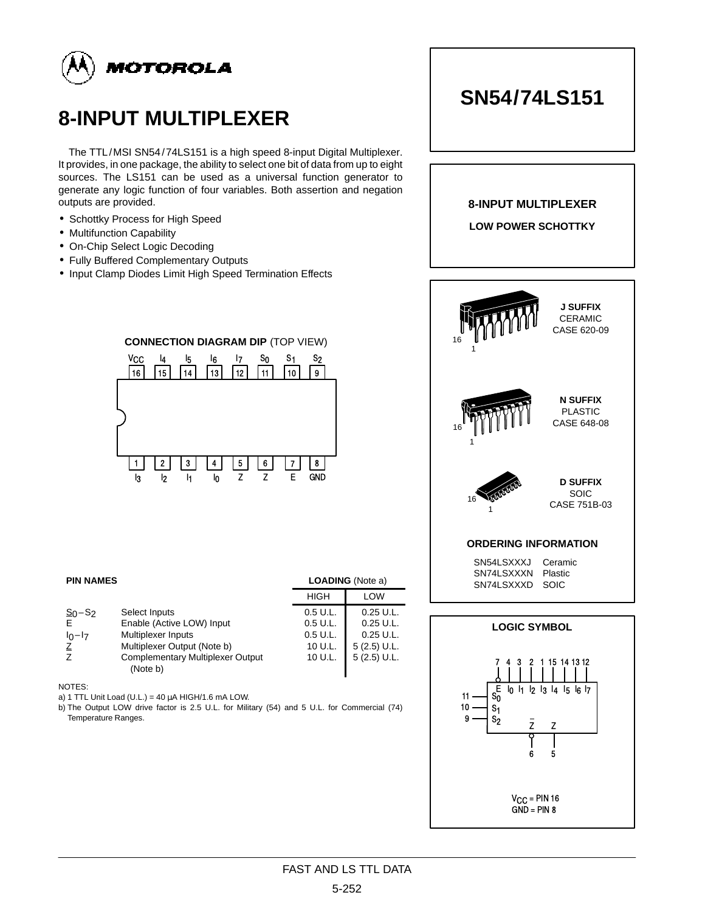MOTOROLA

# 8-INPUT MULTIPLEXER

The TTL / MSI SN54 / 74LS151 is a high speed 8-input Digital Multiplexer. It provides, in one package, the ability to select one bit of data from up to eight sources. The LS151 can be used as a universal function generator to generate any logic function of four variables. Both assertion and negation outputs are provided.

- Schottky Process for High Speed
- Multifunction Capability
- On-Chip Select Logic Decoding
- Fully Buffered Complementary Outputs
- Input Clamp Diodes Limit High Speed Termination Effects

## SN54/74LS151

**8-INPUT MULTIPLEXER**

**LOW POWER SCHOTTKY**

**J SUFFIX** CERAMIC CASE 620-09

**N SUFFIX** PLASTIC CASE 648-08

**D SUFFIX** SOIC CASE 751B-03

**CONNECTION DIAGRAM DIP** (TOP VIEW)

| Pin | 16 | 15 | 14 | 13 | 12 | 11 | 10 | 9 |
|---|---|---|---|---|---|---|---|---|
| Name | $V_{CC}$ | $I_4$ | $I_5$ | $I_6$ | $I_7$ | $S_0$ | $S_1$ | $S_2$ |

| Pin | 1 | 2 | 3 | 4 | 5 | 6 | 7 | 8 |
|---|---|---|---|---|---|---|---|---|
| Name | $I_3$ | $I_2$ | $I_1$ | $I_0$ | Z | $\overline{Z}$ | $\overline{E}$ | GND |

**ORDERING INFORMATION**

| | |
|---|---|
| SN54LSXXXJ | Ceramic |
| SN74LSXXXN | Plastic |
| SN74LSXXXD | SOIC |

**PIN NAMES**

| | | LOADING (Note a) HIGH | LOW |
|---|---|---|---|
| $S_0 - S_2$ | Select Inputs | 0.5 U.L. | 0.25 U.L. |
| $\overline{E}$ | Enable (Active LOW) Input | 0.5 U.L. | 0.25 U.L. |
| $I_0 - I_7$ | Multiplexer Inputs | 0.5 U.L. | 0.25 U.L. |
| Z | Multiplexer Output (Note b) | 10 U.L. | 5 (2.5) U.L. |
| $\overline{Z}$ | Complementary Multiplexer Output (Note b) | 10 U.L. | 5 (2.5) U.L. |

NOTES:
a) 1 TTL Unit Load (U.L.) = 40 µA HIGH/1.6 mA LOW.
b) The Output LOW drive factor is 2.5 U.L. for Military (54) and 5 U.L. for Commercial (74) Temperature Ranges.

**LOGIC SYMBOL**

Inputs: $\overline{E}$ (7), $I_0$ (4), $I_1$ (3), $I_2$ (2), $I_3$ (1), $I_4$ (15), $I_5$ (14), $I_6$ (13), $I_7$ (12); $S_0$ (11), $S_1$ (10), $S_2$ (9)

Outputs: $\overline{Z}$ (6), Z (5)

$V_{CC}$ = PIN 16
GND = PIN 8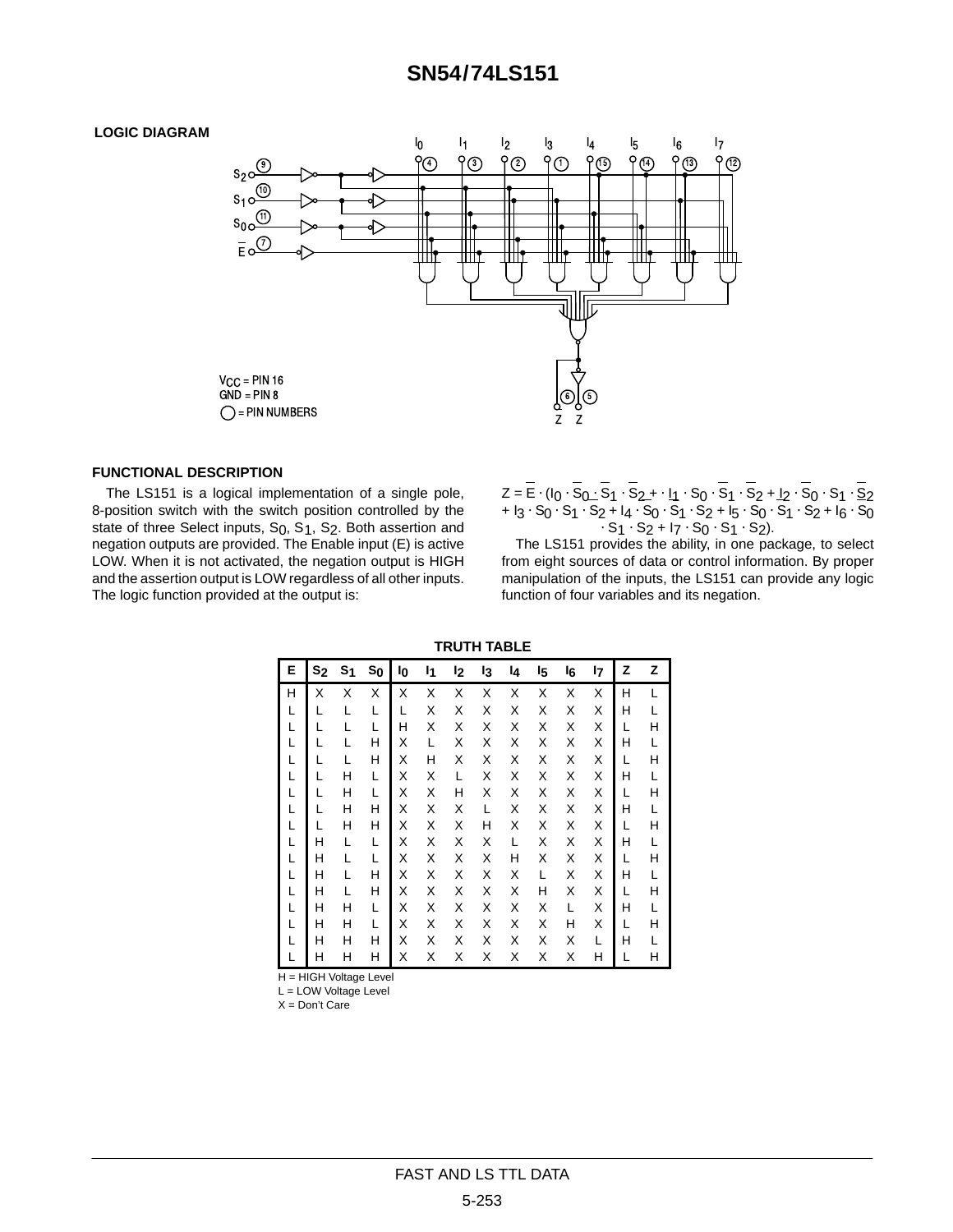**LOGIC DIAGRAM**

$V_{CC}$ = PIN 16
GND = PIN 8
○ = PIN NUMBERS

**FUNCTIONAL DESCRIPTION**

The LS151 is a logical implementation of a single pole, 8-position switch with the switch position controlled by the state of three Select inputs, $S_0$, $S_1$, $S_2$. Both assertion and negation outputs are provided. The Enable input (E) is active LOW. When it is not activated, the negation output is HIGH and the assertion output is LOW regardless of all other inputs. The logic function provided at the output is:

$$Z = \overline{E} \cdot (I_0 \cdot \overline{S_0} \cdot \overline{S_1} \cdot \overline{S_2} + \cdot I_1 \cdot S_0 \cdot \overline{S_1} \cdot \overline{S_2} + I_2 \cdot \overline{S_0} \cdot S_1 \cdot \overline{S_2} + I_3 \cdot S_0 \cdot S_1 \cdot \overline{S_2} + I_4 \cdot \overline{S_0} \cdot \overline{S_1} \cdot S_2 + I_5 \cdot S_0 \cdot \overline{S_1} \cdot S_2 + I_6 \cdot \overline{S_0} \cdot S_1 \cdot S_2 + I_7 \cdot S_0 \cdot S_1 \cdot S_2).$$

The LS151 provides the ability, in one package, to select from eight sources of data or control information. By proper manipulation of the inputs, the LS151 can provide any logic function of four variables and its negation.

**TRUTH TABLE**

| E | $S_2$ | $S_1$ | $S_0$ | $I_0$ | $I_1$ | $I_2$ | $I_3$ | $I_4$ | $I_5$ | $I_6$ | $I_7$ | $\overline{Z}$ | Z |
|---|---|---|---|---|---|---|---|---|---|---|---|---|---|
| H | X | X | X | X | X | X | X | X | X | X | X | H | L |
| L | L | L | L | L | X | X | X | X | X | X | X | H | L |
| L | L | L | L | H | X | X | X | X | X | X | X | L | H |
| L | L | L | H | X | L | X | X | X | X | X | X | H | L |
| L | L | L | H | X | H | X | X | X | X | X | X | L | H |
| L | L | H | L | X | X | L | X | X | X | X | X | H | L |
| L | L | H | L | X | X | H | X | X | X | X | X | L | H |
| L | L | H | H | X | X | X | L | X | X | X | X | H | L |
| L | L | H | H | X | X | X | H | X | X | X | X | L | H |
| L | H | L | L | X | X | X | X | L | X | X | X | H | L |
| L | H | L | L | X | X | X | X | H | X | X | X | L | H |
| L | H | L | H | X | X | X | X | X | L | X | X | H | L |
| L | H | L | H | X | X | X | X | X | H | X | X | L | H |
| L | H | H | L | X | X | X | X | X | X | L | X | H | L |
| L | H | H | L | X | X | X | X | X | X | H | X | L | H |
| L | H | H | H | X | X | X | X | X | X | X | L | H | L |
| L | H | H | H | X | X | X | X | X | X | X | H | L | H |

H = HIGH Voltage Level
L = LOW Voltage Level
X = Don't Care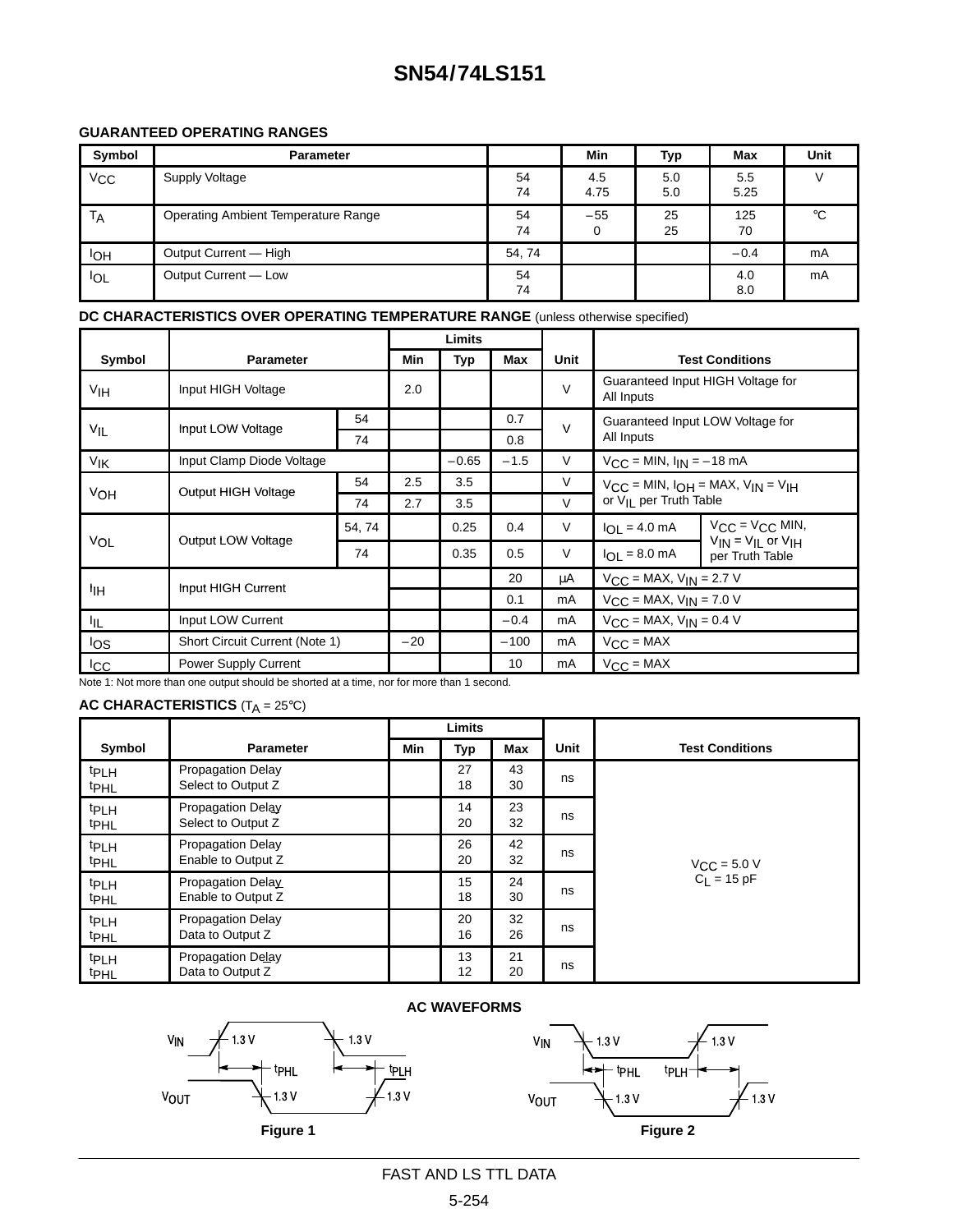# SN54/74LS151

### GUARANTEED OPERATING RANGES

| Symbol | Parameter | | Min | Typ | Max | Unit |
|---|---|---|---|---|---|---|
| $V_{CC}$ | Supply Voltage | 54<br>74 | 4.5<br>4.75 | 5.0<br>5.0 | 5.5<br>5.25 | V |
| $T_A$ | Operating Ambient Temperature Range | 54<br>74 | −55<br>0 | 25<br>25 | 125<br>70 | °C |
| $I_{OH}$ | Output Current — High | 54, 74 | | | −0.4 | mA |
| $I_{OL}$ | Output Current — Low | 54<br>74 | | | 4.0<br>8.0 | mA |

### DC CHARACTERISTICS OVER OPERATING TEMPERATURE RANGE (unless otherwise specified)

| Symbol | Parameter | | Limits Min | Limits Typ | Limits Max | Unit | Test Conditions | |
|---|---|---|---|---|---|---|---|---|
| $V_{IH}$ | Input HIGH Voltage | | 2.0 | | | V | Guaranteed Input HIGH Voltage for All Inputs | |
| $V_{IL}$ | Input LOW Voltage | 54 | | | 0.7 | V | Guaranteed Input LOW Voltage for All Inputs | |
| | | 74 | | | 0.8 | | | |
| $V_{IK}$ | Input Clamp Diode Voltage | | | −0.65 | −1.5 | V | $V_{CC}$ = MIN, $I_{IN}$ = −18 mA | |
| $V_{OH}$ | Output HIGH Voltage | 54 | 2.5 | 3.5 | | V | $V_{CC}$ = MIN, $I_{OH}$ = MAX, $V_{IN}$ = $V_{IH}$ or $V_{IL}$ per Truth Table | |
| | | 74 | 2.7 | 3.5 | | V | | |
| $V_{OL}$ | Output LOW Voltage | 54, 74 | | 0.25 | 0.4 | V | $I_{OL}$ = 4.0 mA | $V_{CC}$ = $V_{CC}$ MIN, $V_{IN}$ = $V_{IL}$ or $V_{IH}$ per Truth Table |
| | | 74 | | 0.35 | 0.5 | V | $I_{OL}$ = 8.0 mA | |
| $I_{IH}$ | Input HIGH Current | | | | 20 | µA | $V_{CC}$ = MAX, $V_{IN}$ = 2.7 V | |
| | | | | | 0.1 | mA | $V_{CC}$ = MAX, $V_{IN}$ = 7.0 V | |
| $I_{IL}$ | Input LOW Current | | | | −0.4 | mA | $V_{CC}$ = MAX, $V_{IN}$ = 0.4 V | |
| $I_{OS}$ | Short Circuit Current (Note 1) | | −20 | | −100 | mA | $V_{CC}$ = MAX | |
| $I_{CC}$ | Power Supply Current | | | | 10 | mA | $V_{CC}$ = MAX | |

Note 1: Not more than one output should be shorted at a time, nor for more than 1 second.

### AC CHARACTERISTICS ($T_A$ = 25°C)

| Symbol | Parameter | Limits Min | Limits Typ | Limits Max | Unit | Test Conditions |
|---|---|---|---|---|---|---|
| $t_{PLH}$<br>$t_{PHL}$ | Propagation Delay Select to Output Z | | 27<br>18 | 43<br>30 | ns | $V_{CC}$ = 5.0 V<br>$C_L$ = 15 pF |
| $t_{PLH}$<br>$t_{PHL}$ | Propagation Delay Select to Output $\overline{Z}$ | | 14<br>20 | 23<br>32 | ns | |
| $t_{PLH}$<br>$t_{PHL}$ | Propagation Delay Enable to Output Z | | 26<br>20 | 42<br>32 | ns | |
| $t_{PLH}$<br>$t_{PHL}$ | Propagation Delay Enable to Output $\overline{Z}$ | | 15<br>18 | 24<br>30 | ns | |
| $t_{PLH}$<br>$t_{PHL}$ | Propagation Delay Data to Output Z | | 20<br>16 | 32<br>26 | ns | |
| $t_{PLH}$<br>$t_{PHL}$ | Propagation Delay Data to Output $\overline{Z}$ | | 13<br>12 | 21<br>20 | ns | |

### AC WAVEFORMS

Figure 1

Figure 2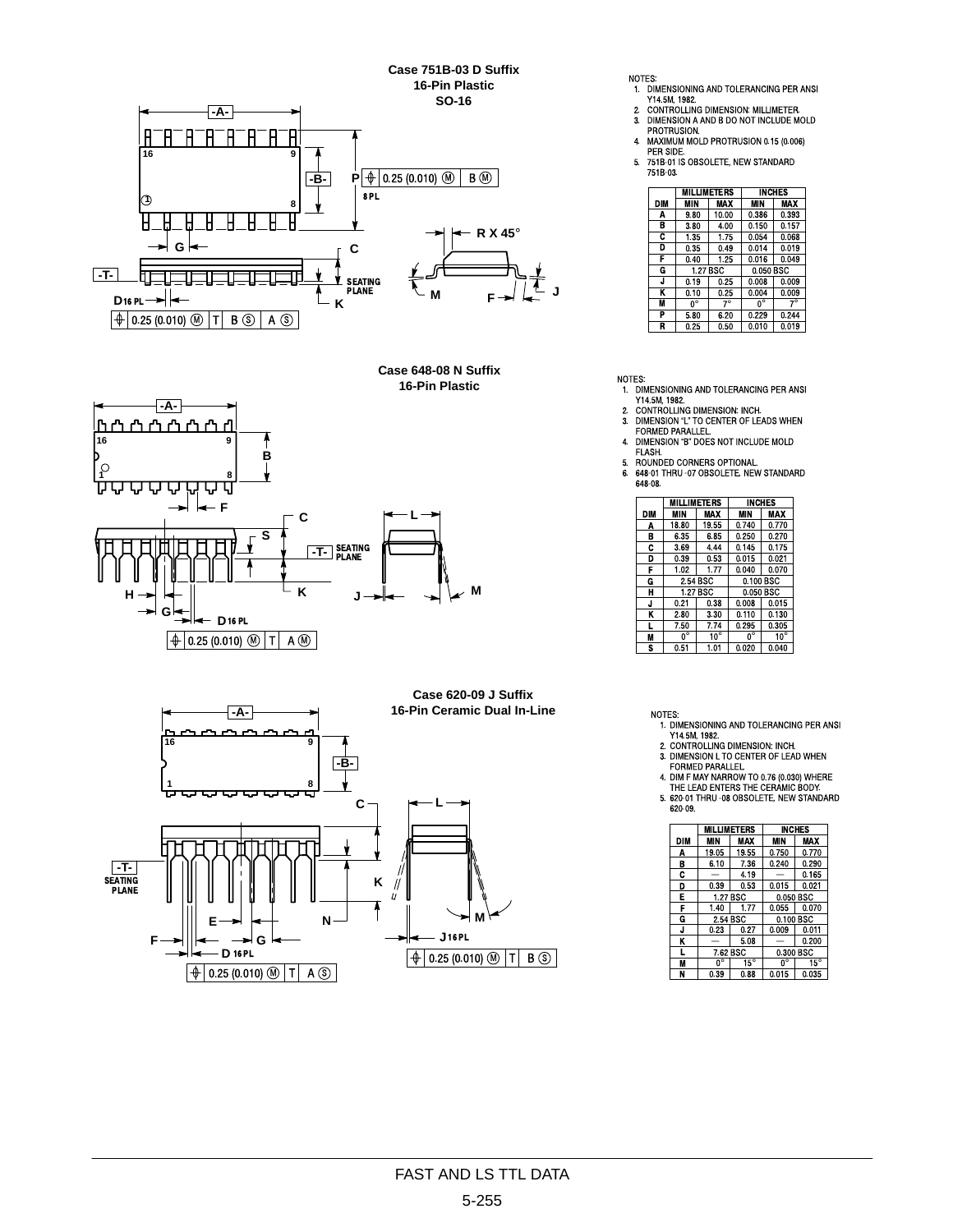## Case 751B-03 D Suffix
## 16-Pin Plastic
## SO-16

NOTES:
1. DIMENSIONING AND TOLERANCING PER ANSI Y14.5M, 1982.
2. CONTROLLING DIMENSION: MILLIMETER.
3. DIMENSION A AND B DO NOT INCLUDE MOLD PROTRUSION.
4. MAXIMUM MOLD PROTRUSION 0.15 (0.006) PER SIDE.
5. 751B-01 IS OBSOLETE, NEW STANDARD 751B-03.

| DIM | MILLIMETERS MIN | MILLIMETERS MAX | INCHES MIN | INCHES MAX |
|---|---|---|---|---|
| A | 9.80 | 10.00 | 0.386 | 0.393 |
| B | 3.80 | 4.00 | 0.150 | 0.157 |
| C | 1.35 | 1.75 | 0.054 | 0.068 |
| D | 0.35 | 0.49 | 0.014 | 0.019 |
| F | 0.40 | 1.25 | 0.016 | 0.049 |
| G | 1.27 BSC | | 0.050 BSC | |
| J | 0.19 | 0.25 | 0.008 | 0.009 |
| K | 0.10 | 0.25 | 0.004 | 0.009 |
| M | 0° | 7° | 0° | 7° |
| P | 5.80 | 6.20 | 0.229 | 0.244 |
| R | 0.25 | 0.50 | 0.010 | 0.019 |

## Case 648-08 N Suffix
## 16-Pin Plastic

NOTES:
1. DIMENSIONING AND TOLERANCING PER ANSI Y14.5M, 1982.
2. CONTROLLING DIMENSION: INCH.
3. DIMENSION "L" TO CENTER OF LEADS WHEN FORMED PARALLEL.
4. DIMENSION "B" DOES NOT INCLUDE MOLD FLASH.
5. ROUNDED CORNERS OPTIONAL.
6. 648-01 THRU -07 OBSOLETE, NEW STANDARD 648-08.

| DIM | MILLIMETERS MIN | MILLIMETERS MAX | INCHES MIN | INCHES MAX |
|---|---|---|---|---|
| A | 18.80 | 19.55 | 0.740 | 0.770 |
| B | 6.35 | 6.85 | 0.250 | 0.270 |
| C | 3.69 | 4.44 | 0.145 | 0.175 |
| D | 0.39 | 0.53 | 0.015 | 0.021 |
| F | 1.02 | 1.77 | 0.040 | 0.070 |
| G | 2.54 BSC | | 0.100 BSC | |
| H | 1.27 BSC | | 0.050 BSC | |
| J | 0.21 | 0.38 | 0.008 | 0.015 |
| K | 2.80 | 3.30 | 0.110 | 0.130 |
| L | 7.50 | 7.74 | 0.295 | 0.305 |
| M | 0° | 10° | 0° | 10° |
| S | 0.51 | 1.01 | 0.020 | 0.040 |

## Case 620-09 J Suffix
## 16-Pin Ceramic Dual In-Line

NOTES:
1. DIMENSIONING AND TOLERANCING PER ANSI Y14.5M, 1982.
2. CONTROLLING DIMENSION: INCH.
3. DIMENSION L TO CENTER OF LEAD WHEN FORMED PARALLEL.
4. DIM F MAY NARROW TO 0.76 (0.030) WHERE THE LEAD ENTERS THE CERAMIC BODY.
5. 620-01 THRU -08 OBSOLETE, NEW STANDARD 620-09.

| DIM | MILLIMETERS MIN | MILLIMETERS MAX | INCHES MIN | INCHES MAX |
|---|---|---|---|---|
| A | 19.05 | 19.55 | 0.750 | 0.770 |
| B | 6.10 | 7.36 | 0.240 | 0.290 |
| C | — | 4.19 | — | 0.165 |
| D | 0.39 | 0.53 | 0.015 | 0.021 |
| E | 1.27 BSC | | 0.050 BSC | |
| F | 1.40 | 1.77 | 0.055 | 0.070 |
| G | 2.54 BSC | | 0.100 BSC | |
| J | 0.23 | 0.27 | 0.009 | 0.011 |
| K | — | 5.08 | — | 0.200 |
| L | 7.62 BSC | | 0.300 BSC | |
| M | 0° | 15° | 0° | 15° |
| N | 0.39 | 0.88 | 0.015 | 0.035 |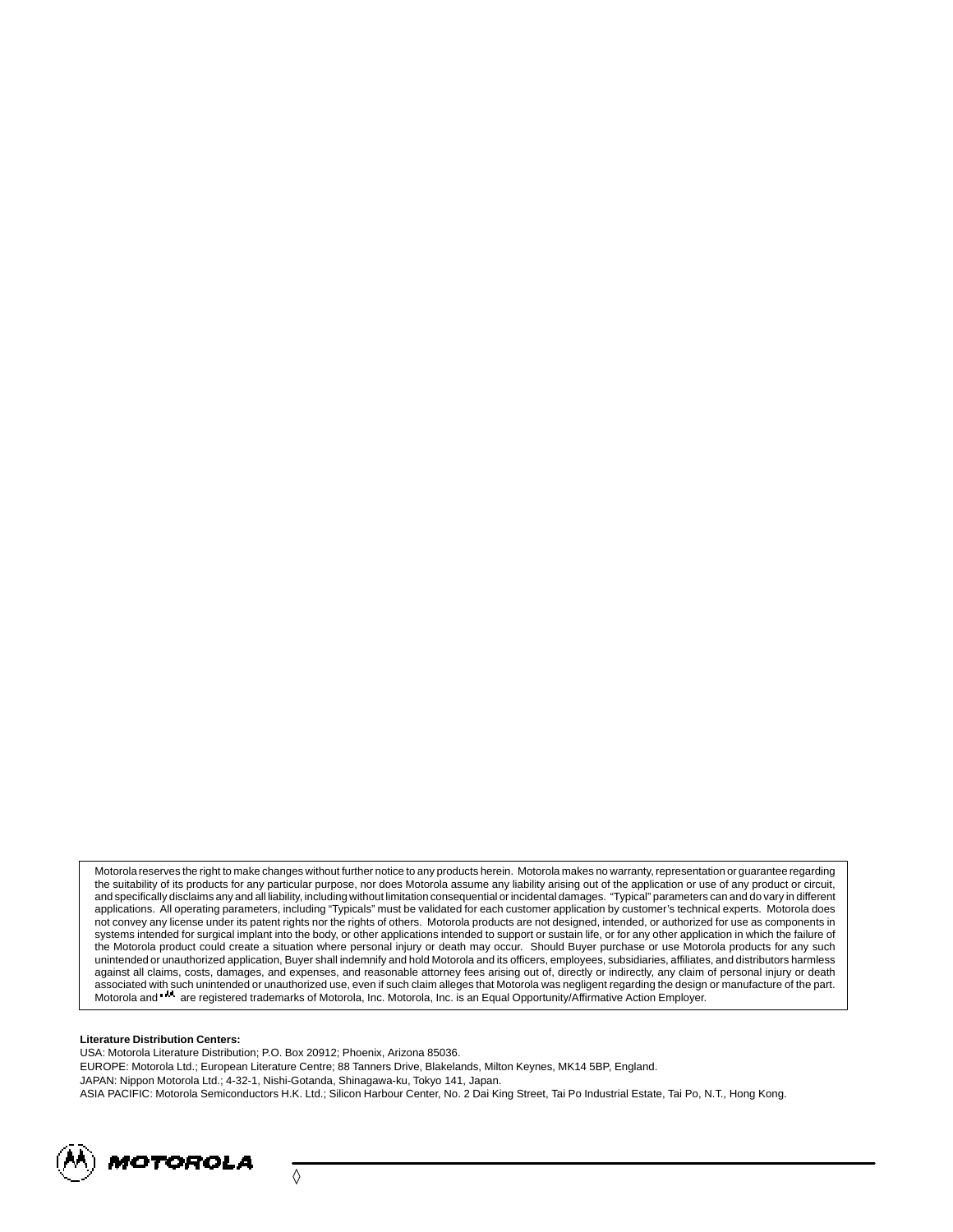Motorola reserves the right to make changes without further notice to any products herein. Motorola makes no warranty, representation or guarantee regarding the suitability of its products for any particular purpose, nor does Motorola assume any liability arising out of the application or use of any product or circuit, and specifically disclaims any and all liability, including without limitation consequential or incidental damages. "Typical" parameters can and do vary in different applications. All operating parameters, including "Typicals" must be validated for each customer application by customer's technical experts. Motorola does not convey any license under its patent rights nor the rights of others. Motorola products are not designed, intended, or authorized for use as components in systems intended for surgical implant into the body, or other applications intended to support or sustain life, or for any other application in which the failure of the Motorola product could create a situation where personal injury or death may occur. Should Buyer purchase or use Motorola products for any such unintended or unauthorized application, Buyer shall indemnify and hold Motorola and its officers, employees, subsidiaries, affiliates, and distributors harmless against all claims, costs, damages, and expenses, and reasonable attorney fees arising out of, directly or indirectly, any claim of personal injury or death associated with such unintended or unauthorized use, even if such claim alleges that Motorola was negligent regarding the design or manufacture of the part. Motorola and Ⓜ are registered trademarks of Motorola, Inc. Motorola, Inc. is an Equal Opportunity/Affirmative Action Employer.

**Literature Distribution Centers:**

USA: Motorola Literature Distribution; P.O. Box 20912; Phoenix, Arizona 85036.

EUROPE: Motorola Ltd.; European Literature Centre; 88 Tanners Drive, Blakelands, Milton Keynes, MK14 5BP, England.

JAPAN: Nippon Motorola Ltd.; 4-32-1, Nishi-Gotanda, Shinagawa-ku, Tokyo 141, Japan.

ASIA PACIFIC: Motorola Semiconductors H.K. Ltd.; Silicon Harbour Center, No. 2 Dai King Street, Tai Po Industrial Estate, Tai Po, N.T., Hong Kong.

MOTOROLA

◊